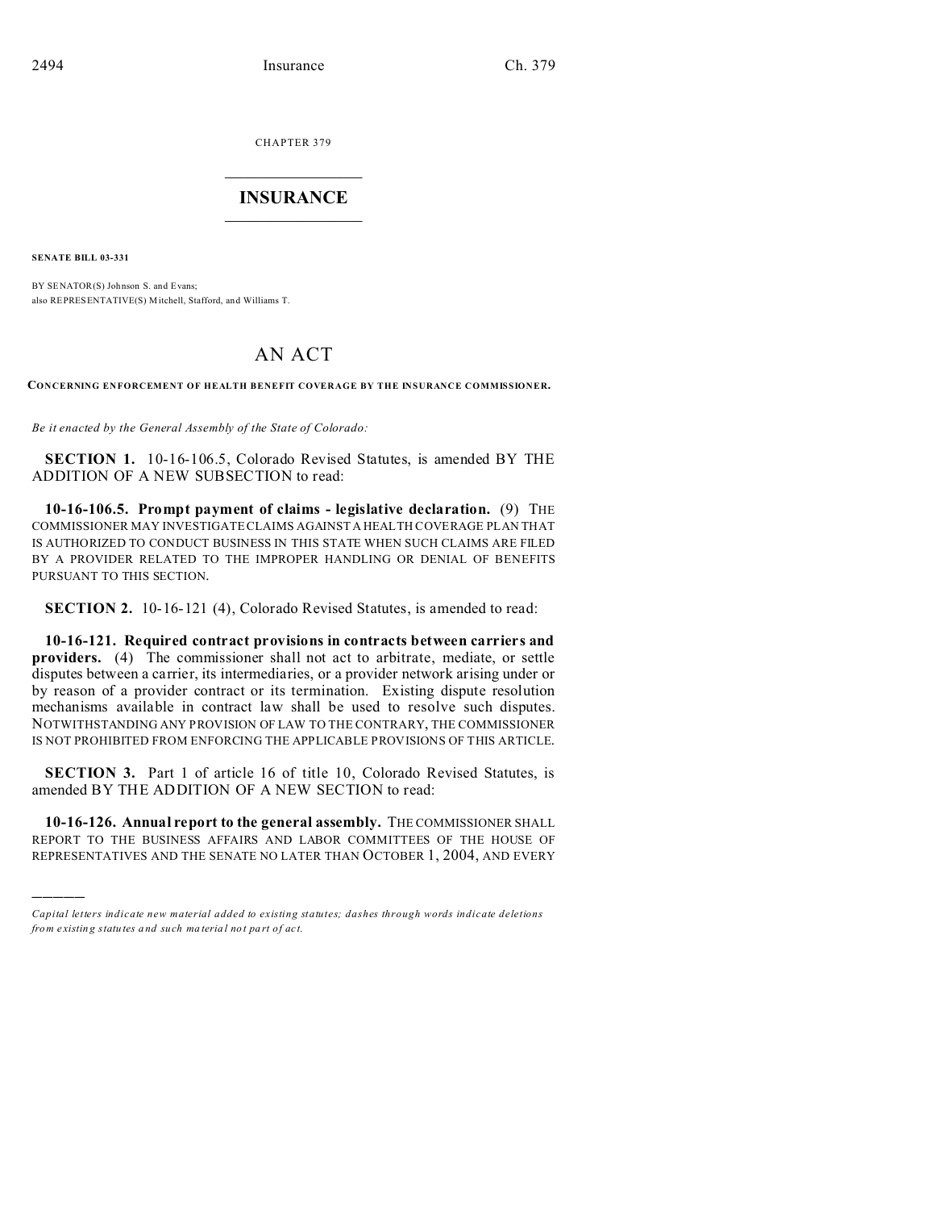CHAPTER 379

# INSURANCE

**SENATE BILL 03-331**

BY SENATOR(S) Johnson S. and Evans;
also REPRESENTATIVE(S) Mitchell, Stafford, and Williams T.

# AN ACT

**CONCERNING ENFORCEMENT OF HEALTH BENEFIT COVERAGE BY THE INSURANCE COMMISSIONER.**

*Be it enacted by the General Assembly of the State of Colorado:*

**SECTION 1.** 10-16-106.5, Colorado Revised Statutes, is amended BY THE ADDITION OF A NEW SUBSECTION to read:

**10-16-106.5. Prompt payment of claims - legislative declaration.** (9) THE COMMISSIONER MAY INVESTIGATE CLAIMS AGAINST A HEALTH COVERAGE PLAN THAT IS AUTHORIZED TO CONDUCT BUSINESS IN THIS STATE WHEN SUCH CLAIMS ARE FILED BY A PROVIDER RELATED TO THE IMPROPER HANDLING OR DENIAL OF BENEFITS PURSUANT TO THIS SECTION.

**SECTION 2.** 10-16-121 (4), Colorado Revised Statutes, is amended to read:

**10-16-121. Required contract provisions in contracts between carriers and providers.** (4) The commissioner shall not act to arbitrate, mediate, or settle disputes between a carrier, its intermediaries, or a provider network arising under or by reason of a provider contract or its termination. Existing dispute resolution mechanisms available in contract law shall be used to resolve such disputes. NOTWITHSTANDING ANY PROVISION OF LAW TO THE CONTRARY, THE COMMISSIONER IS NOT PROHIBITED FROM ENFORCING THE APPLICABLE PROVISIONS OF THIS ARTICLE.

**SECTION 3.** Part 1 of article 16 of title 10, Colorado Revised Statutes, is amended BY THE ADDITION OF A NEW SECTION to read:

**10-16-126. Annual report to the general assembly.** THE COMMISSIONER SHALL REPORT TO THE BUSINESS AFFAIRS AND LABOR COMMITTEES OF THE HOUSE OF REPRESENTATIVES AND THE SENATE NO LATER THAN OCTOBER 1, 2004, AND EVERY

---

*Capital letters indicate new material added to existing statutes; dashes through words indicate deletions from existing statutes and such material not part of act.*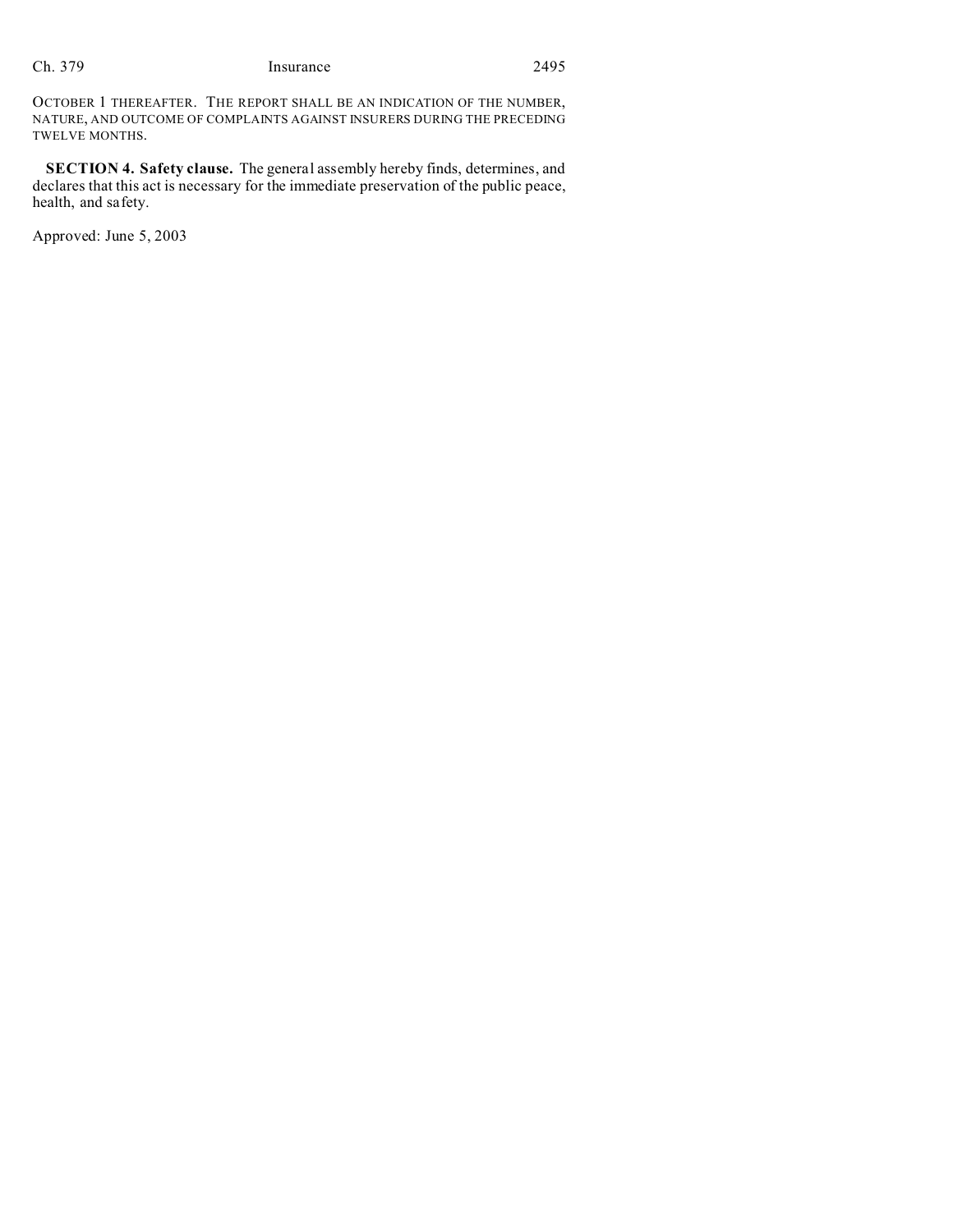OCTOBER 1 THEREAFTER. THE REPORT SHALL BE AN INDICATION OF THE NUMBER, NATURE, AND OUTCOME OF COMPLAINTS AGAINST INSURERS DURING THE PRECEDING TWELVE MONTHS.

**SECTION 4. Safety clause.** The general assembly hereby finds, determines, and declares that this act is necessary for the immediate preservation of the public peace, health, and safety.

Approved: June 5, 2003